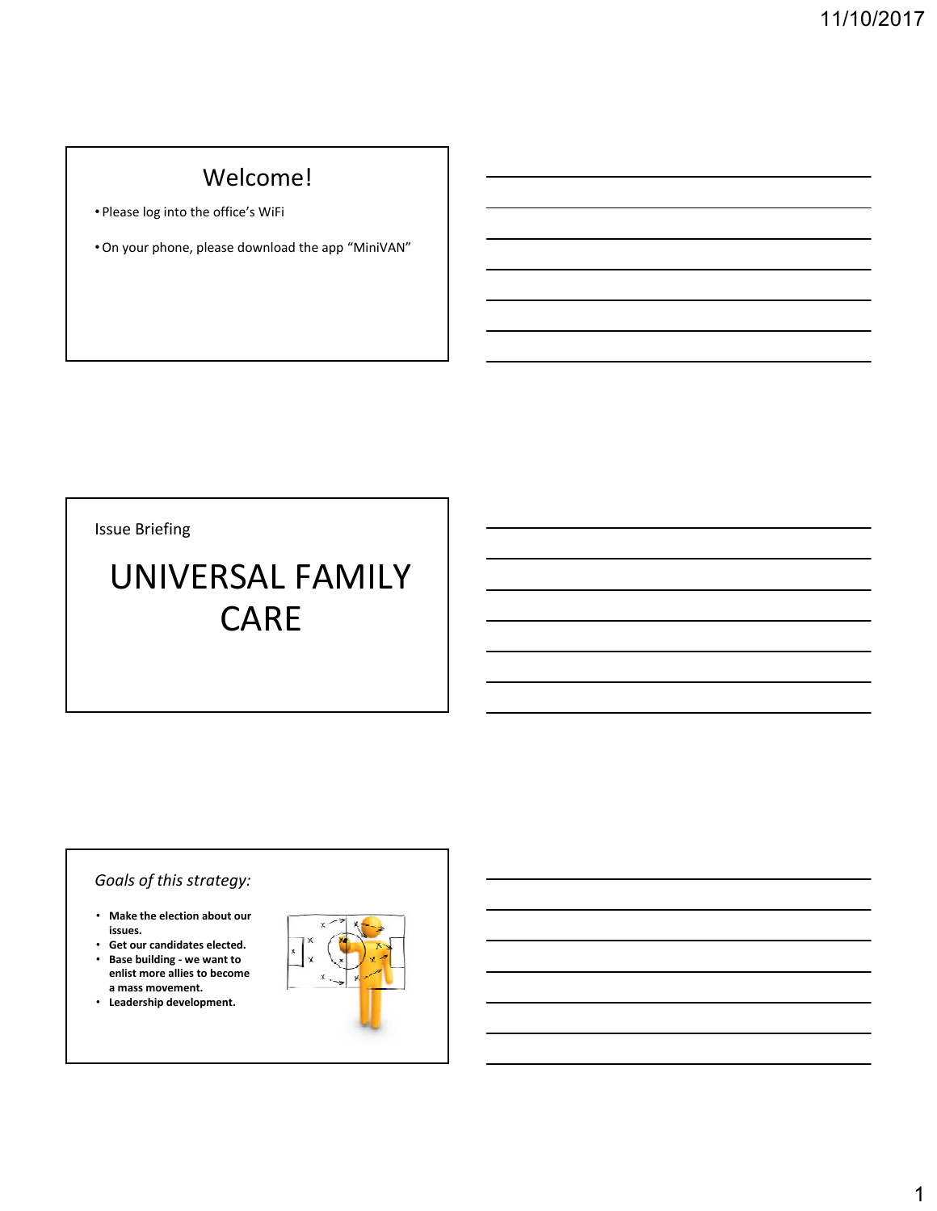## Welcome!

- Please log into the office's WiFi
- On your phone, please download the app "MiniVAN"

Issue Briefing

# UNIVERSAL FAMILY CARE

*Goals of this strategy:*

- **Make the election about our issues.**
- **Get our candidates elected.**
- **Base building - we want to enlist more allies to become a mass movement.**
- **Leadership development.**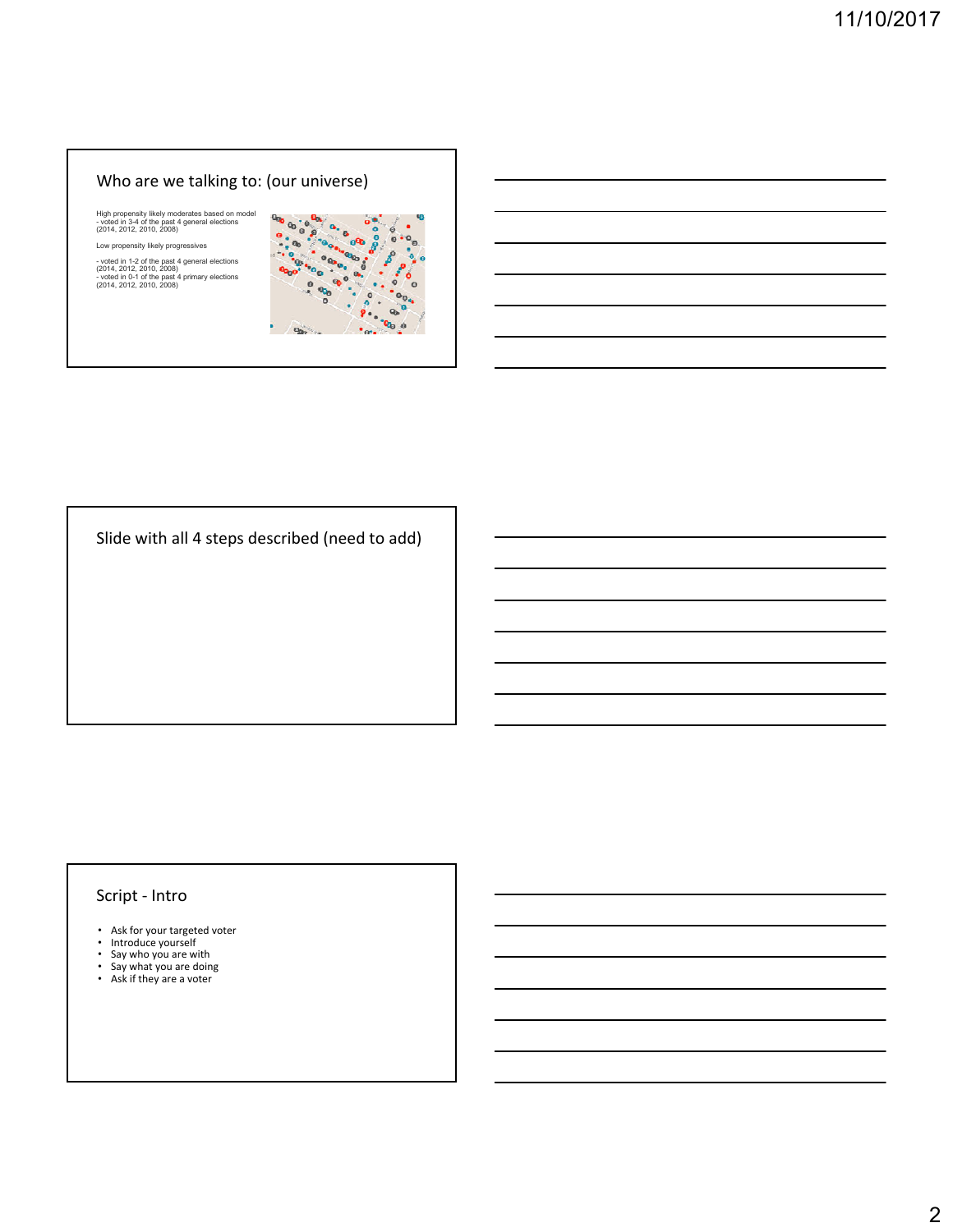## Who are we talking to: (our universe)

High propensity likely moderates based on model
- voted in 3-4 of the past 4 general elections (2014, 2012, 2010, 2008)

Low propensity likely progressives

- voted in 1-2 of the past 4 general elections (2014, 2012, 2010, 2008)
- voted in 0-1 of the past 4 primary elections (2014, 2012, 2010, 2008)

## Slide with all 4 steps described (need to add)

## Script - Intro

- Ask for your targeted voter
- Introduce yourself
- Say who you are with
- Say what you are doing
- Ask if they are a voter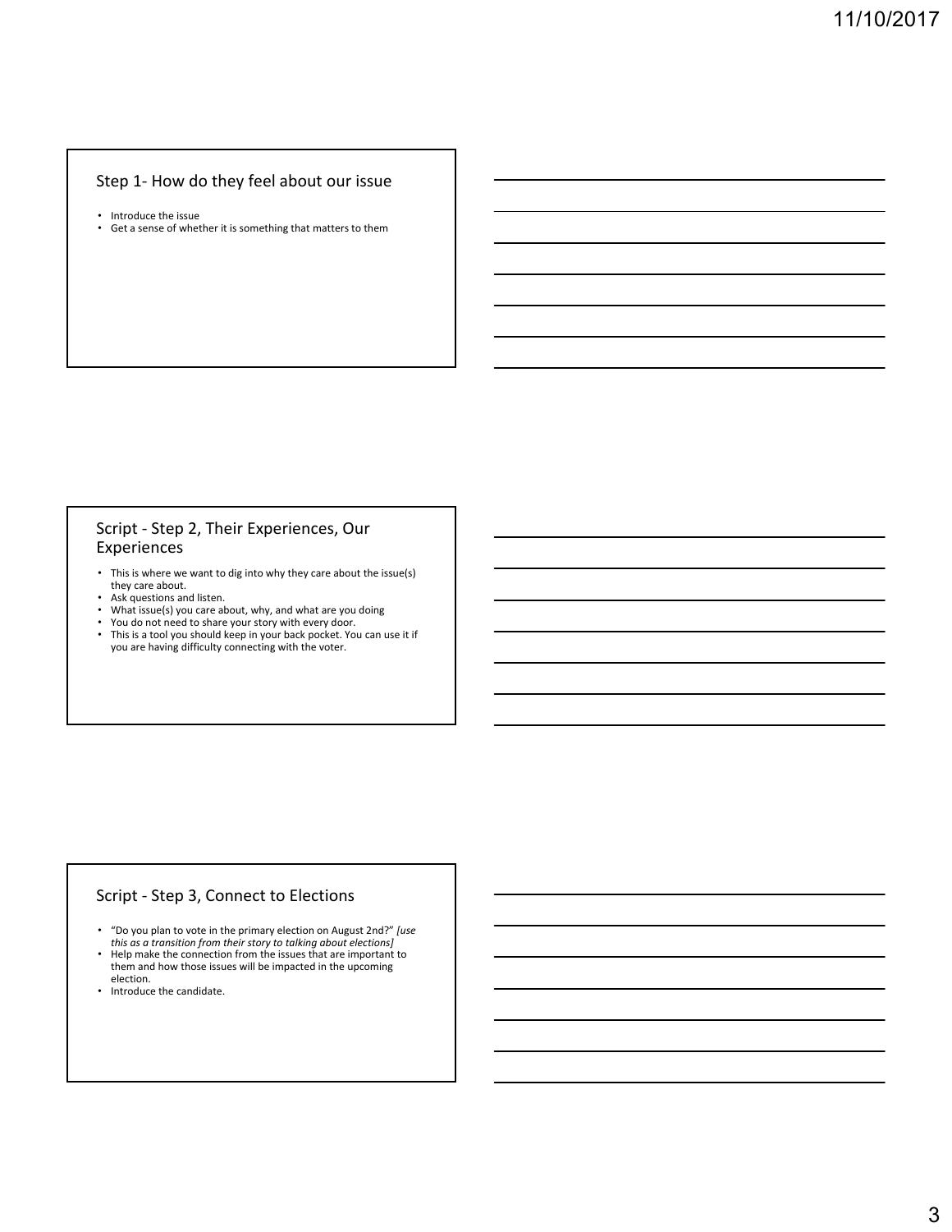## Step 1- How do they feel about our issue

- Introduce the issue
- Get a sense of whether it is something that matters to them

## Script - Step 2, Their Experiences, Our Experiences

- This is where we want to dig into why they care about the issue(s) they care about.
- Ask questions and listen.
- What issue(s) you care about, why, and what are you doing
- You do not need to share your story with every door.
- This is a tool you should keep in your back pocket. You can use it if you are having difficulty connecting with the voter.

## Script - Step 3, Connect to Elections

- "Do you plan to vote in the primary election on August 2nd?" *[use this as a transition from their story to talking about elections]*
- Help make the connection from the issues that are important to them and how those issues will be impacted in the upcoming election.
- Introduce the candidate.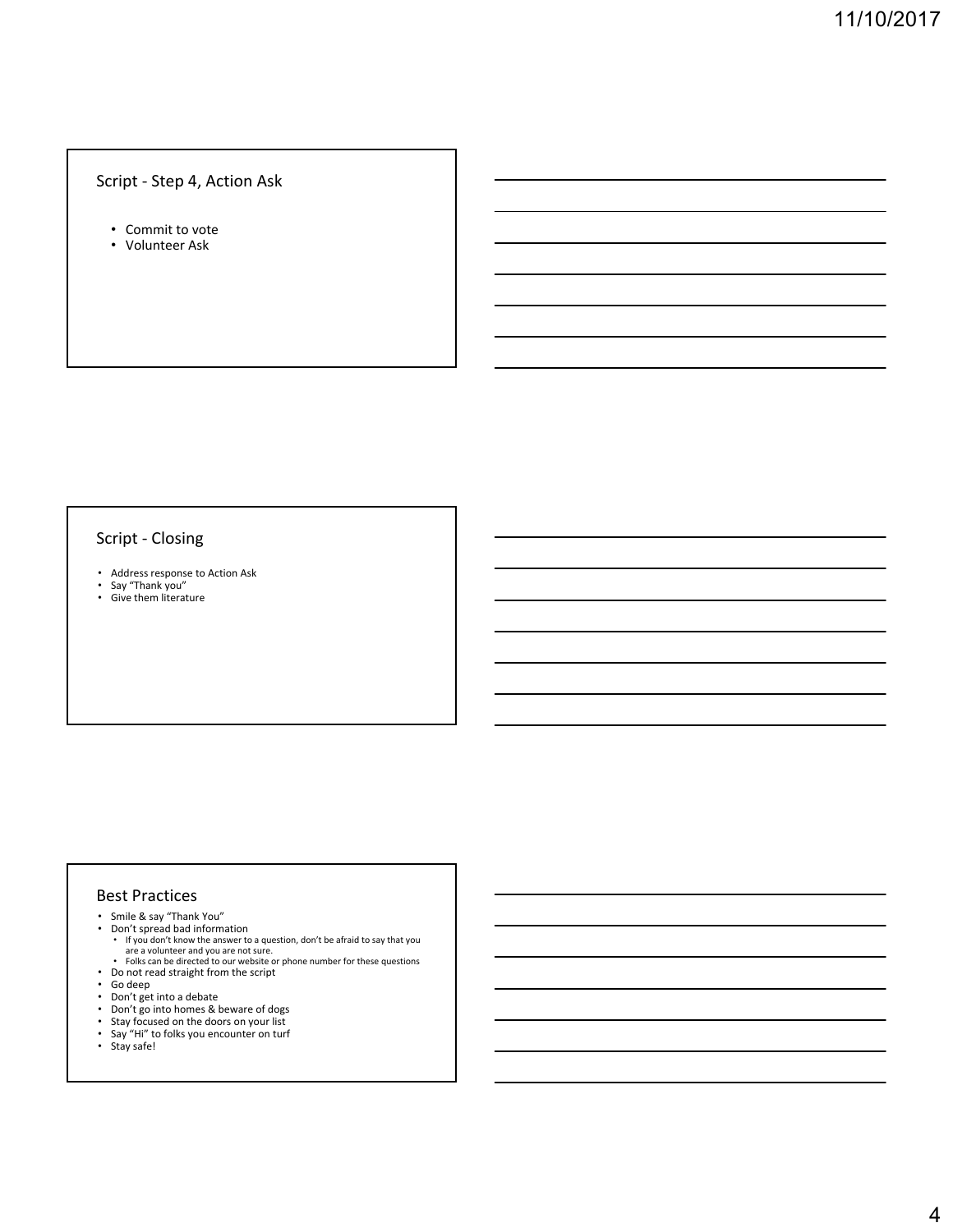## Script - Step 4, Action Ask

- Commit to vote
- Volunteer Ask

## Script - Closing

- Address response to Action Ask
- Say “Thank you”
- Give them literature

## Best Practices

- Smile & say “Thank You”
- Don’t spread bad information
  - If you don’t know the answer to a question, don’t be afraid to say that you are a volunteer and you are not sure.
  - Folks can be directed to our website or phone number for these questions
- Do not read straight from the script
- Go deep
- Don’t get into a debate
- Don’t go into homes & beware of dogs
- Stay focused on the doors on your list
- Say “Hi” to folks you encounter on turf
- Stay safe!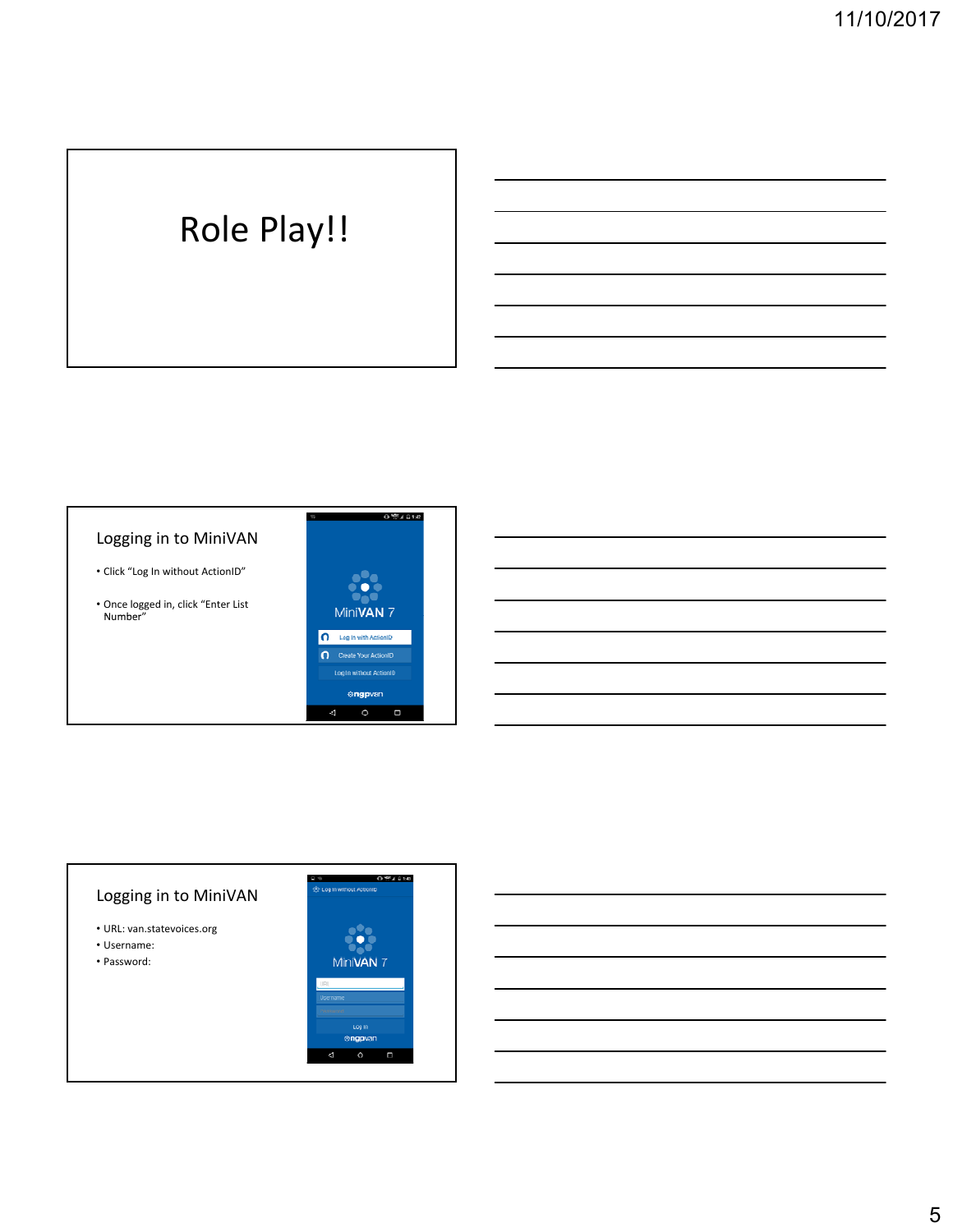# Role Play!!

## Logging in to MiniVAN

- Click "Log In without ActionID"
- Once logged in, click "Enter List Number"

## Logging in to MiniVAN

- URL: van.statevoices.org
- Username:
- Password: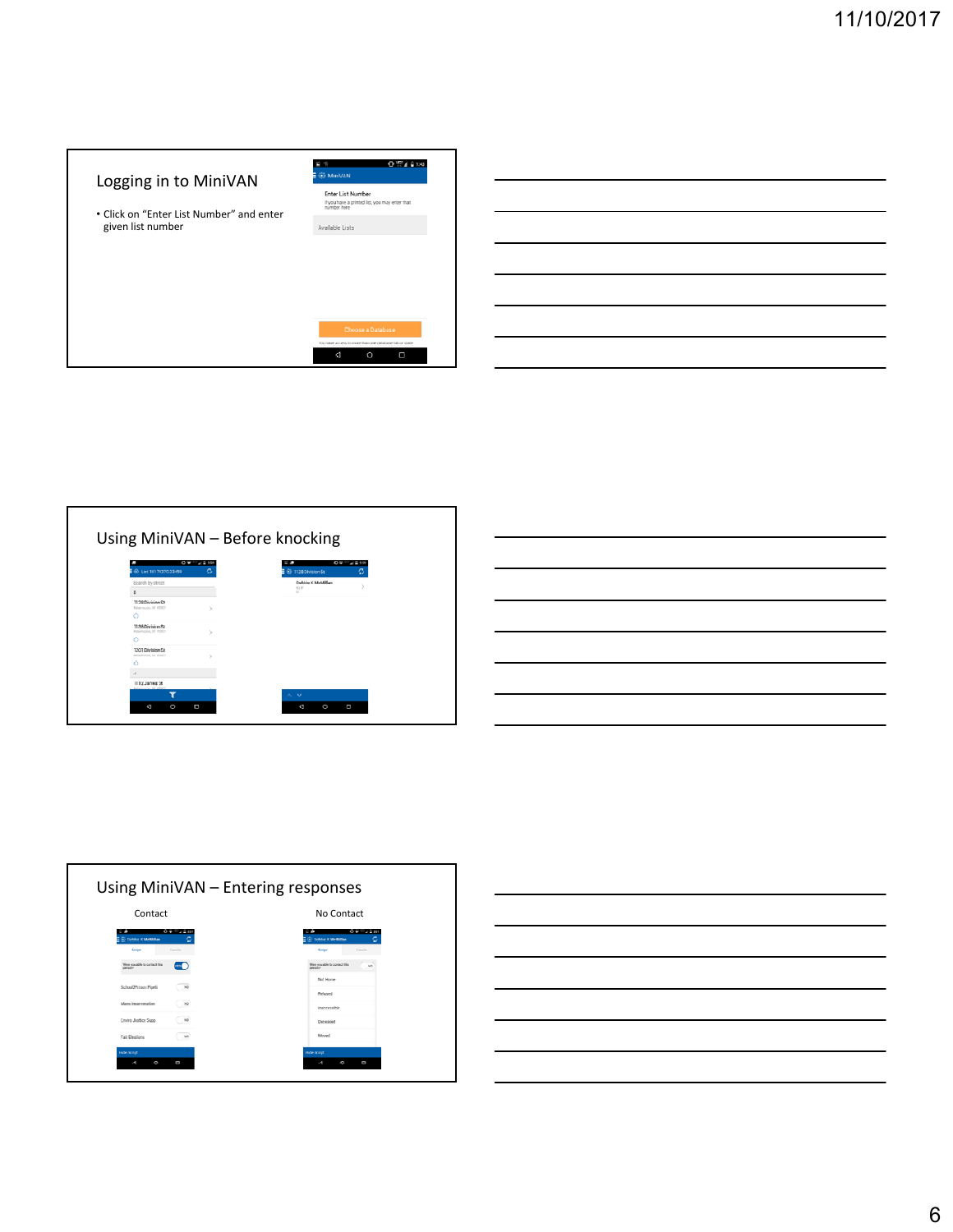## Logging in to MiniVAN

- Click on “Enter List Number” and enter given list number

## Using MiniVAN – Before knocking

## Using MiniVAN – Entering responses

Contact

No Contact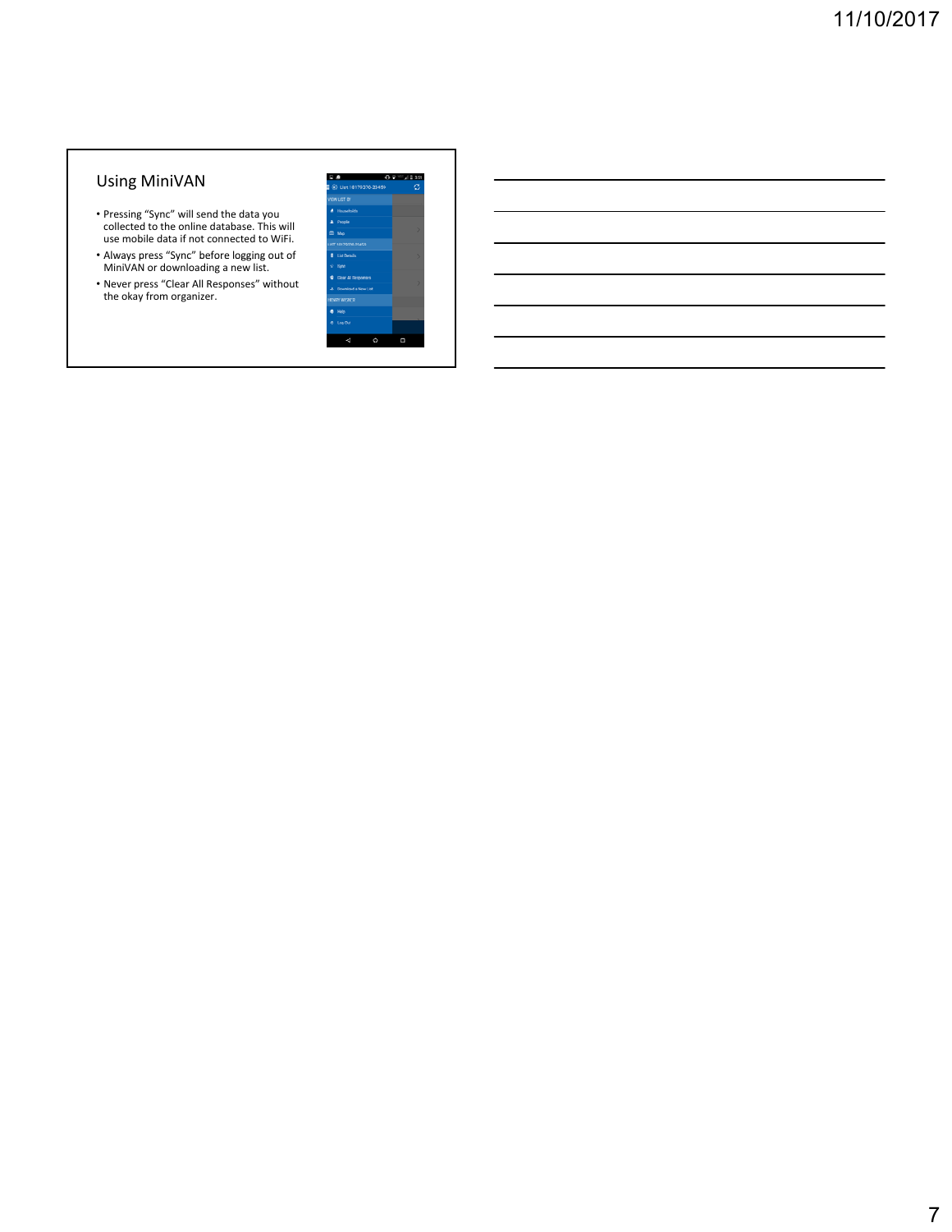## Using MiniVAN

- Pressing "Sync" will send the data you collected to the online database. This will use mobile data if not connected to WiFi.
- Always press "Sync" before logging out of MiniVAN or downloading a new list.
- Never press "Clear All Responses" without the okay from organizer.